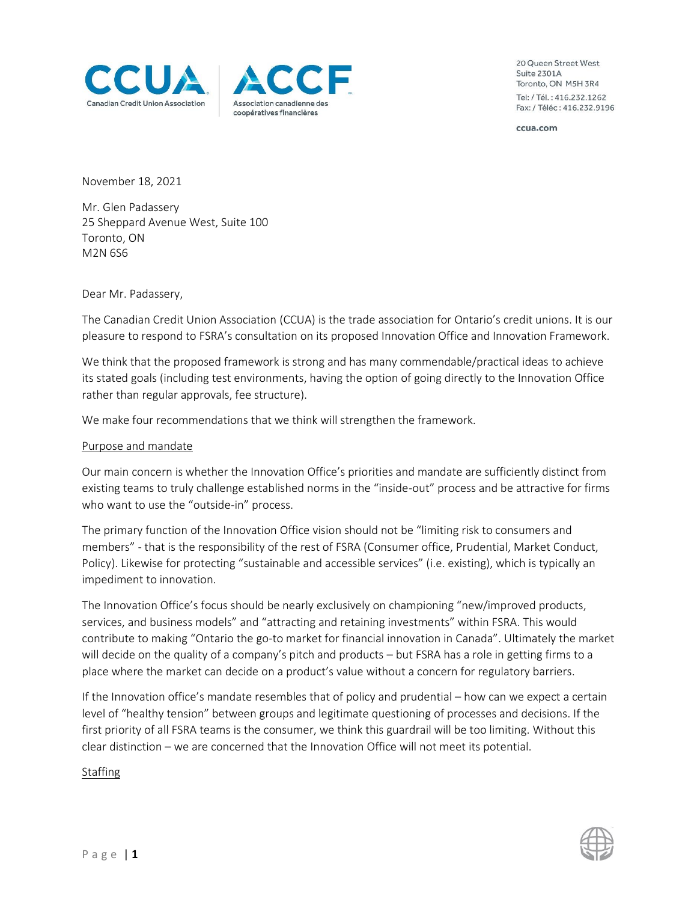CCUA | ACCF

Canadian Credit Union Association | Association canadienne des coopératives financières

20 Queen Street West
Suite 2301A
Toronto, ON M5H 3R4
Tel: / Tél. : 416.232.1262
Fax: / Téléc : 416.232.9196

ccua.com

November 18, 2021

Mr. Glen Padassery
25 Sheppard Avenue West, Suite 100
Toronto, ON
M2N 6S6

Dear Mr. Padassery,

The Canadian Credit Union Association (CCUA) is the trade association for Ontario's credit unions. It is our pleasure to respond to FSRA's consultation on its proposed Innovation Office and Innovation Framework.

We think that the proposed framework is strong and has many commendable/practical ideas to achieve its stated goals (including test environments, having the option of going directly to the Innovation Office rather than regular approvals, fee structure).

We make four recommendations that we think will strengthen the framework.

## Purpose and mandate

Our main concern is whether the Innovation Office's priorities and mandate are sufficiently distinct from existing teams to truly challenge established norms in the "inside-out" process and be attractive for firms who want to use the "outside-in" process.

The primary function of the Innovation Office vision should not be "limiting risk to consumers and members" - that is the responsibility of the rest of FSRA (Consumer office, Prudential, Market Conduct, Policy). Likewise for protecting "sustainable and accessible services" (i.e. existing), which is typically an impediment to innovation.

The Innovation Office's focus should be nearly exclusively on championing "new/improved products, services, and business models" and "attracting and retaining investments" within FSRA. This would contribute to making "Ontario the go-to market for financial innovation in Canada". Ultimately the market will decide on the quality of a company's pitch and products – but FSRA has a role in getting firms to a place where the market can decide on a product's value without a concern for regulatory barriers.

If the Innovation office's mandate resembles that of policy and prudential – how can we expect a certain level of "healthy tension" between groups and legitimate questioning of processes and decisions. If the first priority of all FSRA teams is the consumer, we think this guardrail will be too limiting. Without this clear distinction – we are concerned that the Innovation Office will not meet its potential.

## Staffing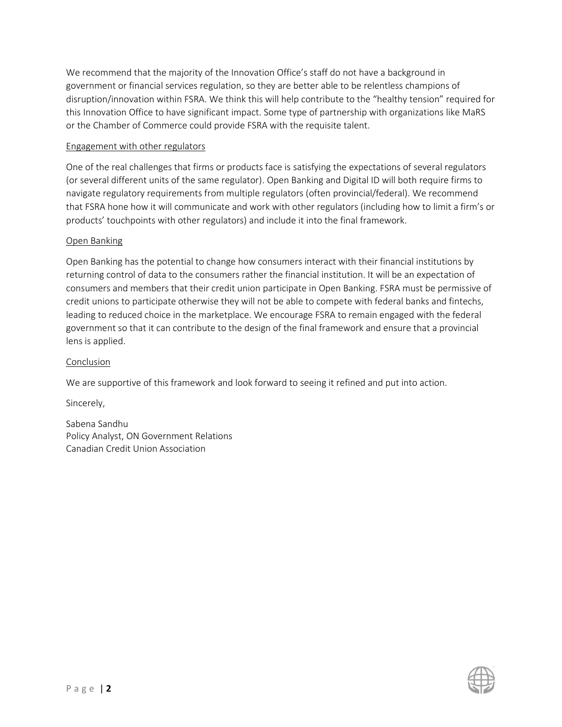We recommend that the majority of the Innovation Office's staff do not have a background in government or financial services regulation, so they are better able to be relentless champions of disruption/innovation within FSRA. We think this will help contribute to the "healthy tension" required for this Innovation Office to have significant impact. Some type of partnership with organizations like MaRS or the Chamber of Commerce could provide FSRA with the requisite talent.

<u>Engagement with other regulators</u>

One of the real challenges that firms or products face is satisfying the expectations of several regulators (or several different units of the same regulator). Open Banking and Digital ID will both require firms to navigate regulatory requirements from multiple regulators (often provincial/federal). We recommend that FSRA hone how it will communicate and work with other regulators (including how to limit a firm's or products' touchpoints with other regulators) and include it into the final framework.

<u>Open Banking</u>

Open Banking has the potential to change how consumers interact with their financial institutions by returning control of data to the consumers rather the financial institution. It will be an expectation of consumers and members that their credit union participate in Open Banking. FSRA must be permissive of credit unions to participate otherwise they will not be able to compete with federal banks and fintechs, leading to reduced choice in the marketplace. We encourage FSRA to remain engaged with the federal government so that it can contribute to the design of the final framework and ensure that a provincial lens is applied.

<u>Conclusion</u>

We are supportive of this framework and look forward to seeing it refined and put into action.

Sincerely,

Sabena Sandhu
Policy Analyst, ON Government Relations
Canadian Credit Union Association